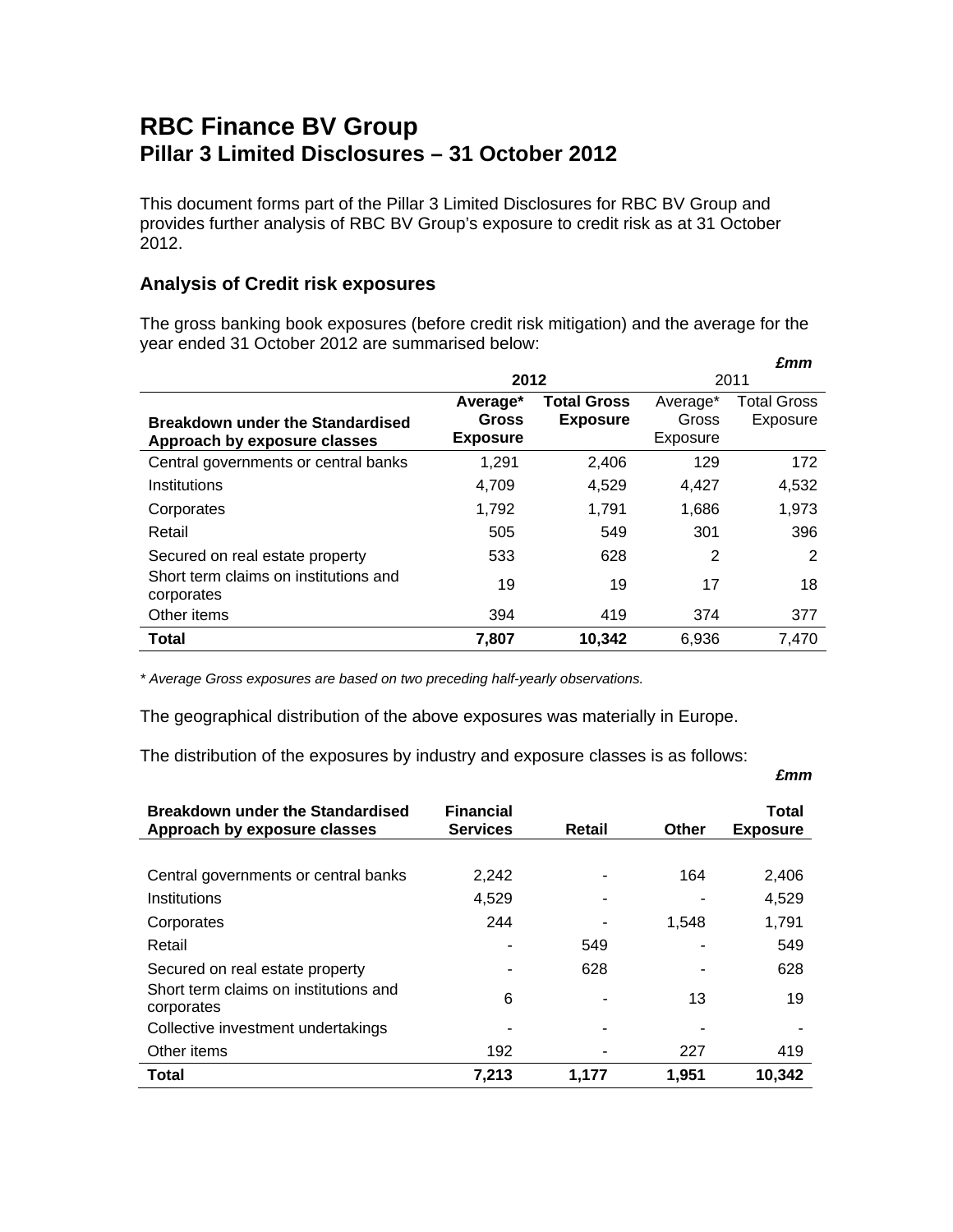# RBC Finance BV Group
## Pillar 3 Limited Disclosures – 31 October 2012

This document forms part of the Pillar 3 Limited Disclosures for RBC BV Group and provides further analysis of RBC BV Group's exposure to credit risk as at 31 October 2012.

### Analysis of Credit risk exposures

The gross banking book exposures (before credit risk mitigation) and the average for the year ended 31 October 2012 are summarised below:

***£mm***

| | **2012** | | 2011 | |
|---|---|---|---|---|
| **Breakdown under the Standardised Approach by exposure classes** | **Average* Gross Exposure** | **Total Gross Exposure** | Average* Gross Exposure | Total Gross Exposure |
| Central governments or central banks | 1,291 | 2,406 | 129 | 172 |
| Institutions | 4,709 | 4,529 | 4,427 | 4,532 |
| Corporates | 1,792 | 1,791 | 1,686 | 1,973 |
| Retail | 505 | 549 | 301 | 396 |
| Secured on real estate property | 533 | 628 | 2 | 2 |
| Short term claims on institutions and corporates | 19 | 19 | 17 | 18 |
| Other items | 394 | 419 | 374 | 377 |
| **Total** | **7,807** | **10,342** | 6,936 | 7,470 |

*\* Average Gross exposures are based on two preceding half-yearly observations.*

The geographical distribution of the above exposures was materially in Europe.

The distribution of the exposures by industry and exposure classes is as follows:

***£mm***

| **Breakdown under the Standardised Approach by exposure classes** | **Financial Services** | **Retail** | **Other** | **Total Exposure** |
|---|---|---|---|---|
| Central governments or central banks | 2,242 | - | 164 | 2,406 |
| Institutions | 4,529 | - | - | 4,529 |
| Corporates | 244 | - | 1,548 | 1,791 |
| Retail | - | 549 | - | 549 |
| Secured on real estate property | - | 628 | - | 628 |
| Short term claims on institutions and corporates | 6 | - | 13 | 19 |
| Collective investment undertakings | - | - | - | - |
| Other items | 192 | - | 227 | 419 |
| **Total** | **7,213** | **1,177** | **1,951** | **10,342** |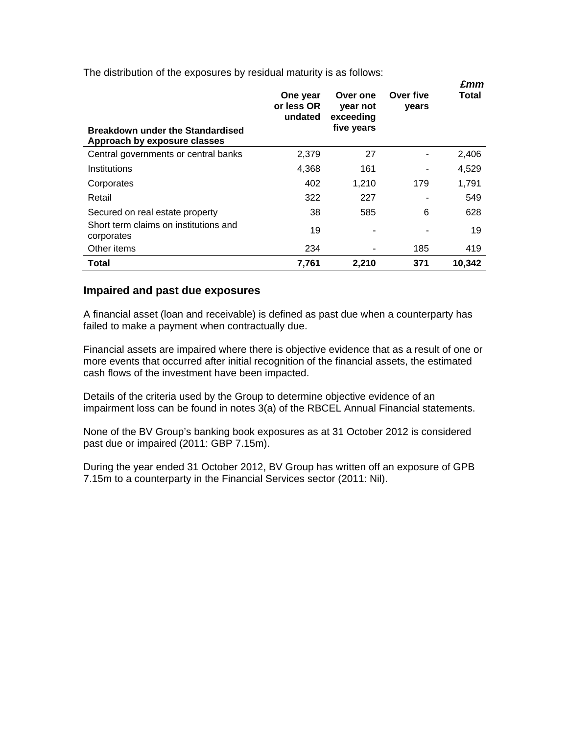The distribution of the exposures by residual maturity is as follows:

| Breakdown under the Standardised Approach by exposure classes | One year or less OR undated | Over one year not exceeding five years | Over five years | *£mm* Total |
|---|---|---|---|---|
| Central governments or central banks | 2,379 | 27 | - | 2,406 |
| Institutions | 4,368 | 161 | - | 4,529 |
| Corporates | 402 | 1,210 | 179 | 1,791 |
| Retail | 322 | 227 | - | 549 |
| Secured on real estate property | 38 | 585 | 6 | 628 |
| Short term claims on institutions and corporates | 19 | - | - | 19 |
| Other items | 234 | - | 185 | 419 |
| **Total** | **7,761** | **2,210** | **371** | **10,342** |

## Impaired and past due exposures

A financial asset (loan and receivable) is defined as past due when a counterparty has failed to make a payment when contractually due.

Financial assets are impaired where there is objective evidence that as a result of one or more events that occurred after initial recognition of the financial assets, the estimated cash flows of the investment have been impacted.

Details of the criteria used by the Group to determine objective evidence of an impairment loss can be found in notes 3(a) of the RBCEL Annual Financial statements.

None of the BV Group's banking book exposures as at 31 October 2012 is considered past due or impaired (2011: GBP 7.15m).

During the year ended 31 October 2012, BV Group has written off an exposure of GPB 7.15m to a counterparty in the Financial Services sector (2011: Nil).